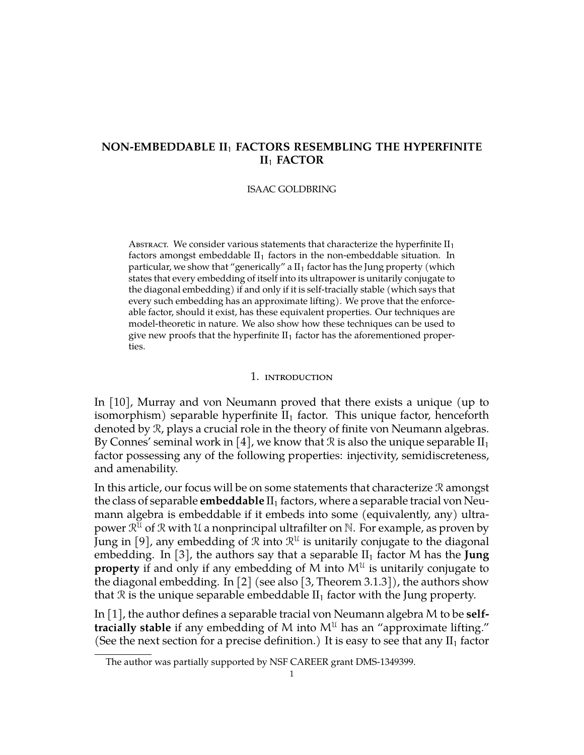# NON-EMBEDDABLE $\mathrm{II}_1$ FACTORS RESEMBLING THE HYPERFINITE $\mathrm{II}_1$ FACTOR

ISAAC GOLDBRING

ABSTRACT. We consider various statements that characterize the hyperfinite $\mathrm{II}_1$ factors amongst embeddable $\mathrm{II}_1$ factors in the non-embeddable situation. In particular, we show that "generically" a $\mathrm{II}_1$ factor has the Jung property (which states that every embedding of itself into its ultrapower is unitarily conjugate to the diagonal embedding) if and only if it is self-tracially stable (which says that every such embedding has an approximate lifting). We prove that the enforceable factor, should it exist, has these equivalent properties. Our techniques are model-theoretic in nature. We also show how these techniques can be used to give new proofs that the hyperfinite $\mathrm{II}_1$ factor has the aforementioned properties.

## 1. INTRODUCTION

In [10], Murray and von Neumann proved that there exists a unique (up to isomorphism) separable hyperfinite $\mathrm{II}_1$ factor. This unique factor, henceforth denoted by $\mathcal{R}$, plays a crucial role in the theory of finite von Neumann algebras. By Connes' seminal work in [4], we know that $\mathcal{R}$ is also the unique separable $\mathrm{II}_1$ factor possessing any of the following properties: injectivity, semidiscreteness, and amenability.

In this article, our focus will be on some statements that characterize $\mathcal{R}$ amongst the class of separable **embeddable** $\mathrm{II}_1$ factors, where a separable tracial von Neumann algebra is embeddable if it embeds into some (equivalently, any) ultrapower $\mathcal{R}^{\mathcal{U}}$ of $\mathcal{R}$ with $\mathcal{U}$ a nonprincipal ultrafilter on $\mathbb{N}$. For example, as proven by Jung in [9], any embedding of $\mathcal{R}$ into $\mathcal{R}^{\mathcal{U}}$ is unitarily conjugate to the diagonal embedding. In [3], the authors say that a separable $\mathrm{II}_1$ factor $M$ has the **Jung property** if and only if any embedding of $M$ into $M^{\mathcal{U}}$ is unitarily conjugate to the diagonal embedding. In [2] (see also [3, Theorem 3.1.3]), the authors show that $\mathcal{R}$ is the unique separable embeddable $\mathrm{II}_1$ factor with the Jung property.

In [1], the author defines a separable tracial von Neumann algebra $M$ to be **self-tracially stable** if any embedding of $M$ into $M^{\mathcal{U}}$ has an "approximate lifting." (See the next section for a precise definition.) It is easy to see that any $\mathrm{II}_1$ factor

The author was partially supported by NSF CAREER grant DMS-1349399.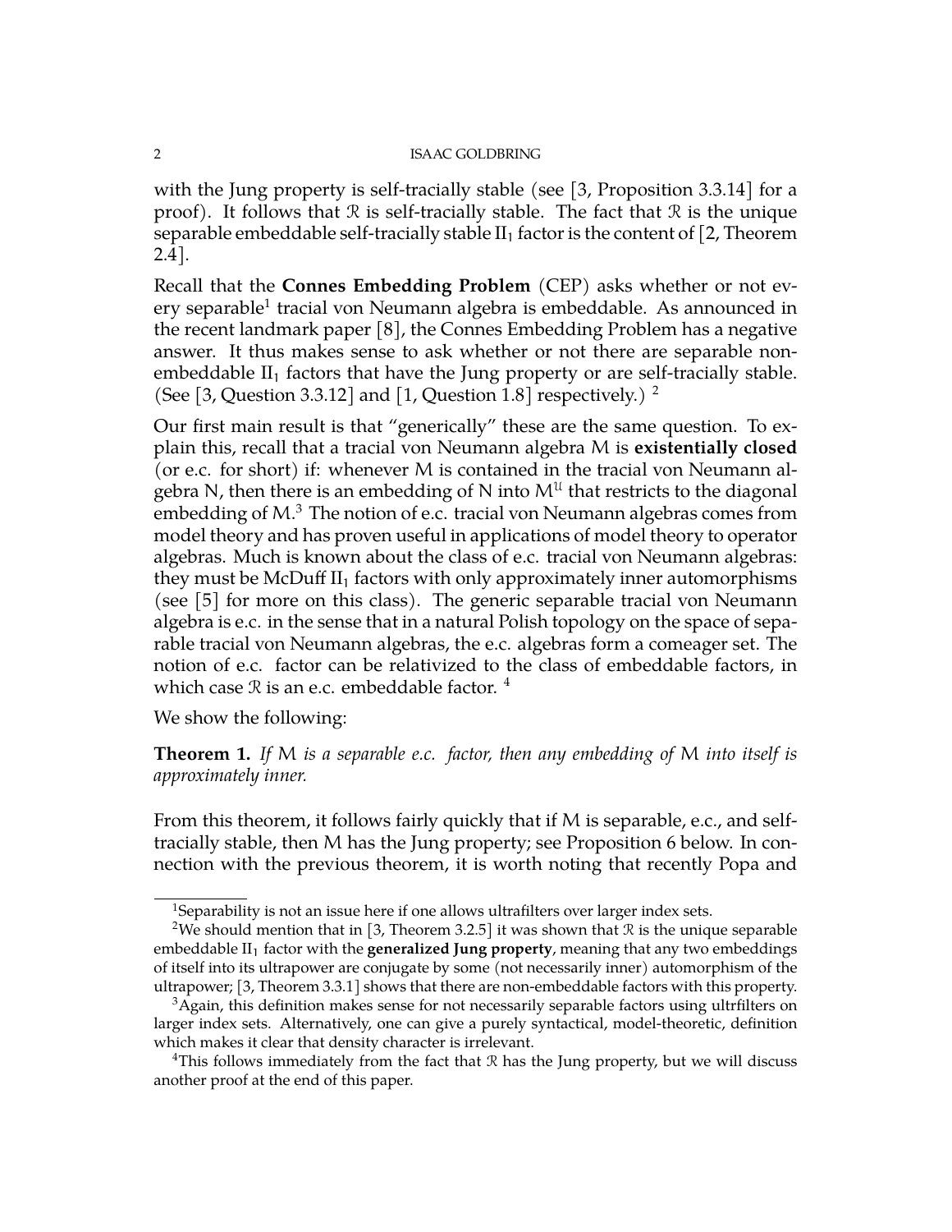with the Jung property is self-tracially stable (see [3, Proposition 3.3.14] for a proof). It follows that $\mathcal{R}$ is self-tracially stable. The fact that $\mathcal{R}$ is the unique separable embeddable self-tracially stable $\mathrm{II}_1$ factor is the content of [2, Theorem 2.4].

Recall that the **Connes Embedding Problem** (CEP) asks whether or not every separable[1] tracial von Neumann algebra is embeddable. As announced in the recent landmark paper [8], the Connes Embedding Problem has a negative answer. It thus makes sense to ask whether or not there are separable non-embeddable $\mathrm{II}_1$ factors that have the Jung property or are self-tracially stable. (See [3, Question 3.3.12] and [1, Question 1.8] respectively.) [2]

Our first main result is that "generically" these are the same question. To explain this, recall that a tracial von Neumann algebra $M$ is **existentially closed** (or e.c. for short) if: whenever $M$ is contained in the tracial von Neumann algebra $N$, then there is an embedding of $N$ into $M^{\mathcal{U}}$ that restricts to the diagonal embedding of $M$.[3] The notion of e.c. tracial von Neumann algebras comes from model theory and has proven useful in applications of model theory to operator algebras. Much is known about the class of e.c. tracial von Neumann algebras: they must be McDuff $\mathrm{II}_1$ factors with only approximately inner automorphisms (see [5] for more on this class). The generic separable tracial von Neumann algebra is e.c. in the sense that in a natural Polish topology on the space of separable tracial von Neumann algebras, the e.c. algebras form a comeager set. The notion of e.c. factor can be relativized to the class of embeddable factors, in which case $\mathcal{R}$ is an e.c. embeddable factor. [4]

We show the following:

**Theorem 1.** *If $M$ is a separable e.c. factor, then any embedding of $M$ into itself is approximately inner.*

From this theorem, it follows fairly quickly that if $M$ is separable, e.c., and self-tracially stable, then $M$ has the Jung property; see Proposition 6 below. In connection with the previous theorem, it is worth noting that recently Popa and

---

[1] Separability is not an issue here if one allows ultrafilters over larger index sets.

[2] We should mention that in [3, Theorem 3.2.5] it was shown that $\mathcal{R}$ is the unique separable embeddable $\mathrm{II}_1$ factor with the **generalized Jung property**, meaning that any two embeddings of itself into its ultrapower are conjugate by some (not necessarily inner) automorphism of the ultrapower; [3, Theorem 3.3.1] shows that there are non-embeddable factors with this property.

[3] Again, this definition makes sense for not necessarily separable factors using ultrfilters on larger index sets. Alternatively, one can give a purely syntactical, model-theoretic, definition which makes it clear that density character is irrelevant.

[4] This follows immediately from the fact that $\mathcal{R}$ has the Jung property, but we will discuss another proof at the end of this paper.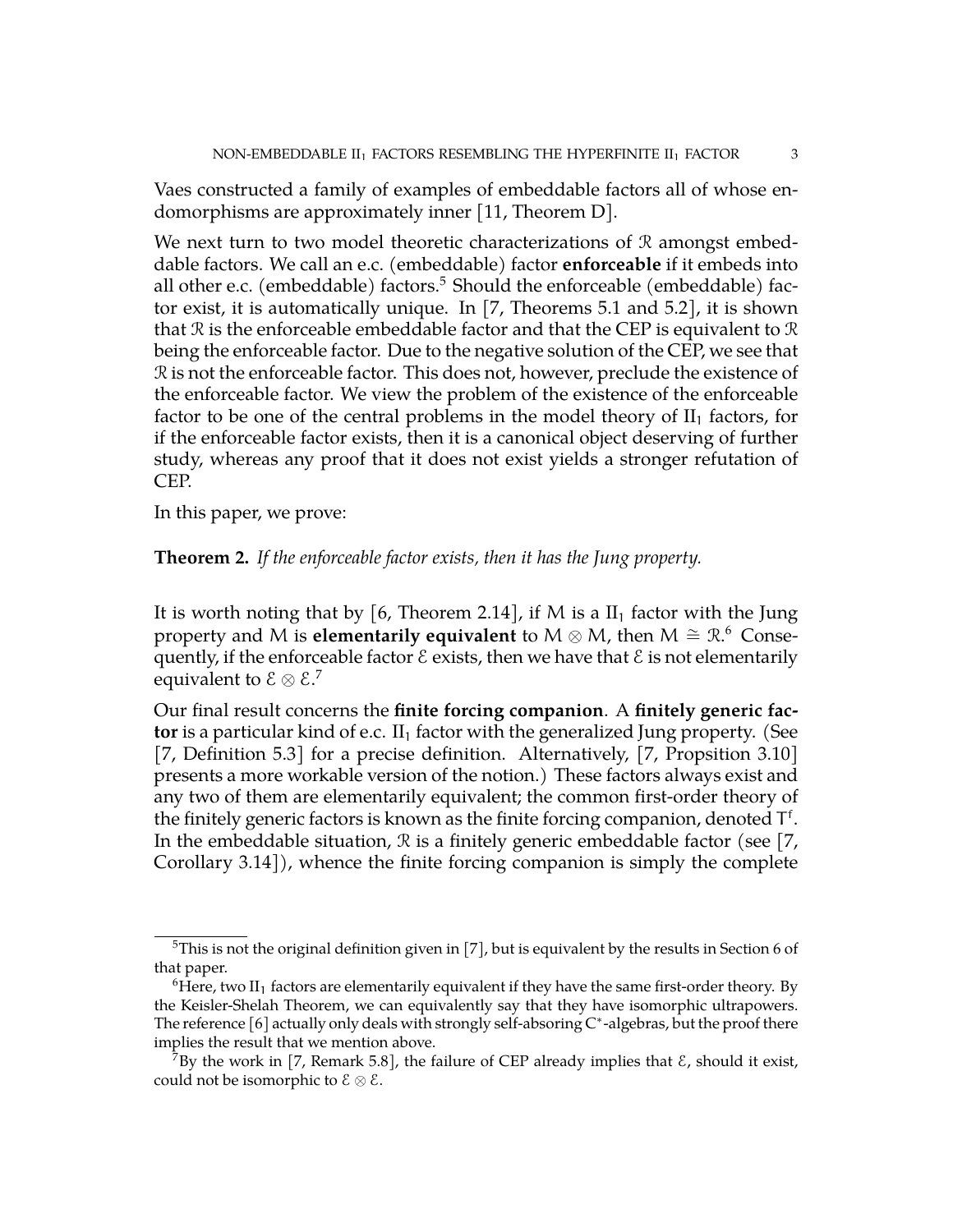Vaes constructed a family of examples of embeddable factors all of whose endomorphisms are approximately inner [11, Theorem D].

We next turn to two model theoretic characterizations of $\mathcal{R}$ amongst embeddable factors. We call an e.c. (embeddable) factor **enforceable** if it embeds into all other e.c. (embeddable) factors.[5] Should the enforceable (embeddable) factor exist, it is automatically unique. In [7, Theorems 5.1 and 5.2], it is shown that $\mathcal{R}$ is the enforceable embeddable factor and that the CEP is equivalent to $\mathcal{R}$ being the enforceable factor. Due to the negative solution of the CEP, we see that $\mathcal{R}$ is not the enforceable factor. This does not, however, preclude the existence of the enforceable factor. We view the problem of the existence of the enforceable factor to be one of the central problems in the model theory of $\mathrm{II}_1$ factors, for if the enforceable factor exists, then it is a canonical object deserving of further study, whereas any proof that it does not exist yields a stronger refutation of CEP.

In this paper, we prove:

**Theorem 2.** *If the enforceable factor exists, then it has the Jung property.*

It is worth noting that by [6, Theorem 2.14], if $M$ is a $\mathrm{II}_1$ factor with the Jung property and $M$ is **elementarily equivalent** to $M \otimes M$, then $M \cong \mathcal{R}$.[6] Consequently, if the enforceable factor $\mathcal{E}$ exists, then we have that $\mathcal{E}$ is not elementarily equivalent to $\mathcal{E} \otimes \mathcal{E}$.[7]

Our final result concerns the **finite forcing companion**. A **finitely generic factor** is a particular kind of e.c. $\mathrm{II}_1$ factor with the generalized Jung property. (See [7, Definition 5.3] for a precise definition. Alternatively, [7, Propsition 3.10] presents a more workable version of the notion.) These factors always exist and any two of them are elementarily equivalent; the common first-order theory of the finitely generic factors is known as the finite forcing companion, denoted $T^f$. In the embeddable situation, $\mathcal{R}$ is a finitely generic embeddable factor (see [7, Corollary 3.14]), whence the finite forcing companion is simply the complete

---

[5] This is not the original definition given in [7], but is equivalent by the results in Section 6 of that paper.

[6] Here, two $\mathrm{II}_1$ factors are elementarily equivalent if they have the same first-order theory. By the Keisler-Shelah Theorem, we can equivalently say that they have isomorphic ultrapowers. The reference [6] actually only deals with strongly self-absoring $C^*$-algebras, but the proof there implies the result that we mention above.

[7] By the work in [7, Remark 5.8], the failure of CEP already implies that $\mathcal{E}$, should it exist, could not be isomorphic to $\mathcal{E} \otimes \mathcal{E}$.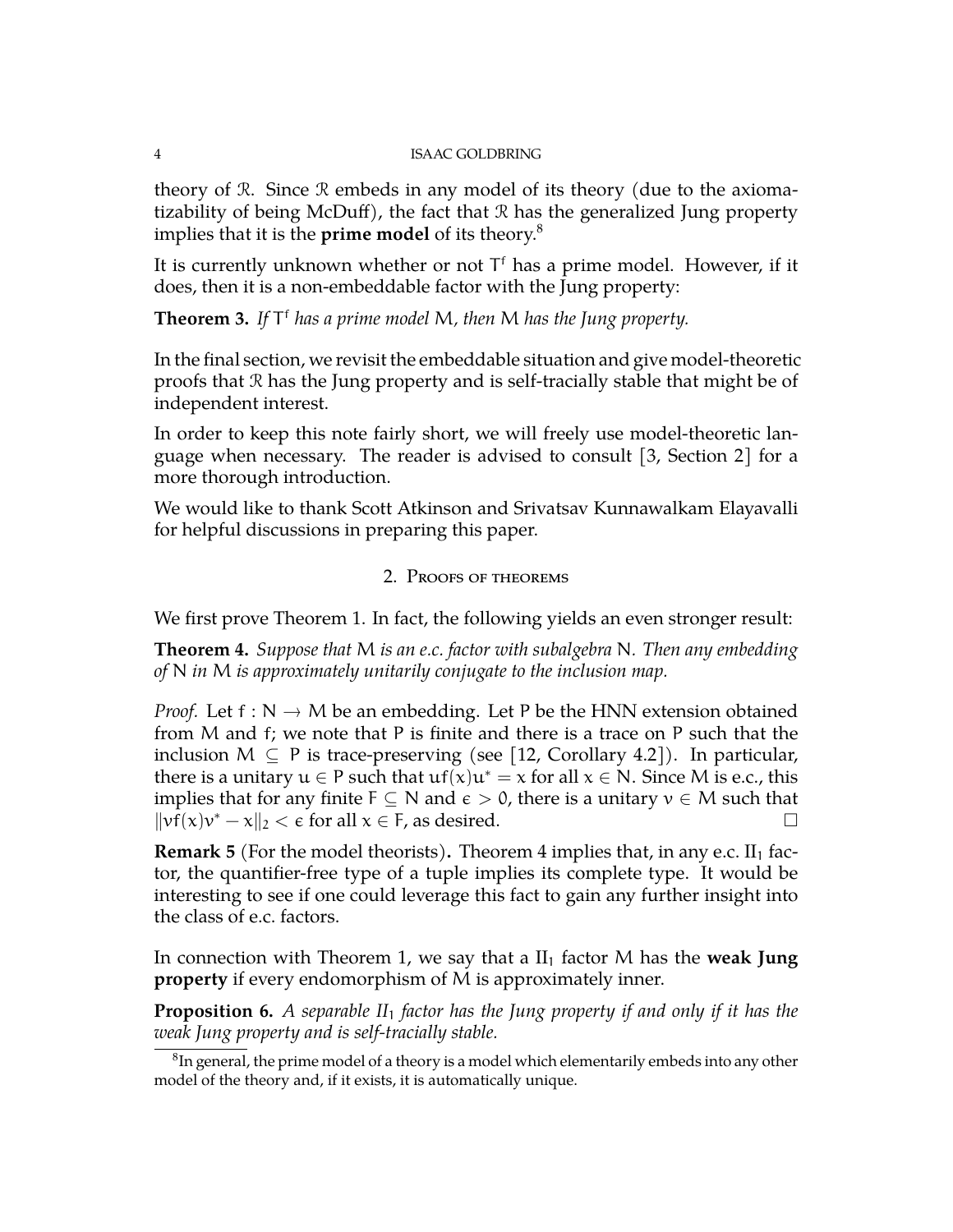theory of $\mathcal{R}$. Since $\mathcal{R}$ embeds in any model of its theory (due to the axiomatizability of being McDuff), the fact that $\mathcal{R}$ has the generalized Jung property implies that it is the **prime model** of its theory.[8]

It is currently unknown whether or not $T^f$ has a prime model. However, if it does, then it is a non-embeddable factor with the Jung property:

**Theorem 3.** *If $T^f$ has a prime model $M$, then $M$ has the Jung property.*

In the final section, we revisit the embeddable situation and give model-theoretic proofs that $\mathcal{R}$ has the Jung property and is self-tracially stable that might be of independent interest.

In order to keep this note fairly short, we will freely use model-theoretic language when necessary. The reader is advised to consult [3, Section 2] for a more thorough introduction.

We would like to thank Scott Atkinson and Srivatsav Kunnawalkam Elayavalli for helpful discussions in preparing this paper.

## 2. Proofs of theorems

We first prove Theorem 1. In fact, the following yields an even stronger result:

**Theorem 4.** *Suppose that $M$ is an e.c. factor with subalgebra $N$. Then any embedding of $N$ in $M$ is approximately unitarily conjugate to the inclusion map.*

*Proof.* Let $f : N \to M$ be an embedding. Let $P$ be the HNN extension obtained from $M$ and $f$; we note that $P$ is finite and there is a trace on $P$ such that the inclusion $M \subseteq P$ is trace-preserving (see [12, Corollary 4.2]). In particular, there is a unitary $u \in P$ such that $uf(x)u^* = x$ for all $x \in N$. Since $M$ is e.c., this implies that for any finite $F \subseteq N$ and $\epsilon > 0$, there is a unitary $v \in M$ such that $\|vf(x)v^* - x\|_2 < \epsilon$ for all $x \in F$, as desired. □

**Remark 5** (For the model theorists)**.** Theorem 4 implies that, in any e.c. $II_1$ factor, the quantifier-free type of a tuple implies its complete type. It would be interesting to see if one could leverage this fact to gain any further insight into the class of e.c. factors.

In connection with Theorem 1, we say that a $II_1$ factor $M$ has the **weak Jung property** if every endomorphism of $M$ is approximately inner.

**Proposition 6.** *A separable $II_1$ factor has the Jung property if and only if it has the weak Jung property and is self-tracially stable.*

[8]In general, the prime model of a theory is a model which elementarily embeds into any other model of the theory and, if it exists, it is automatically unique.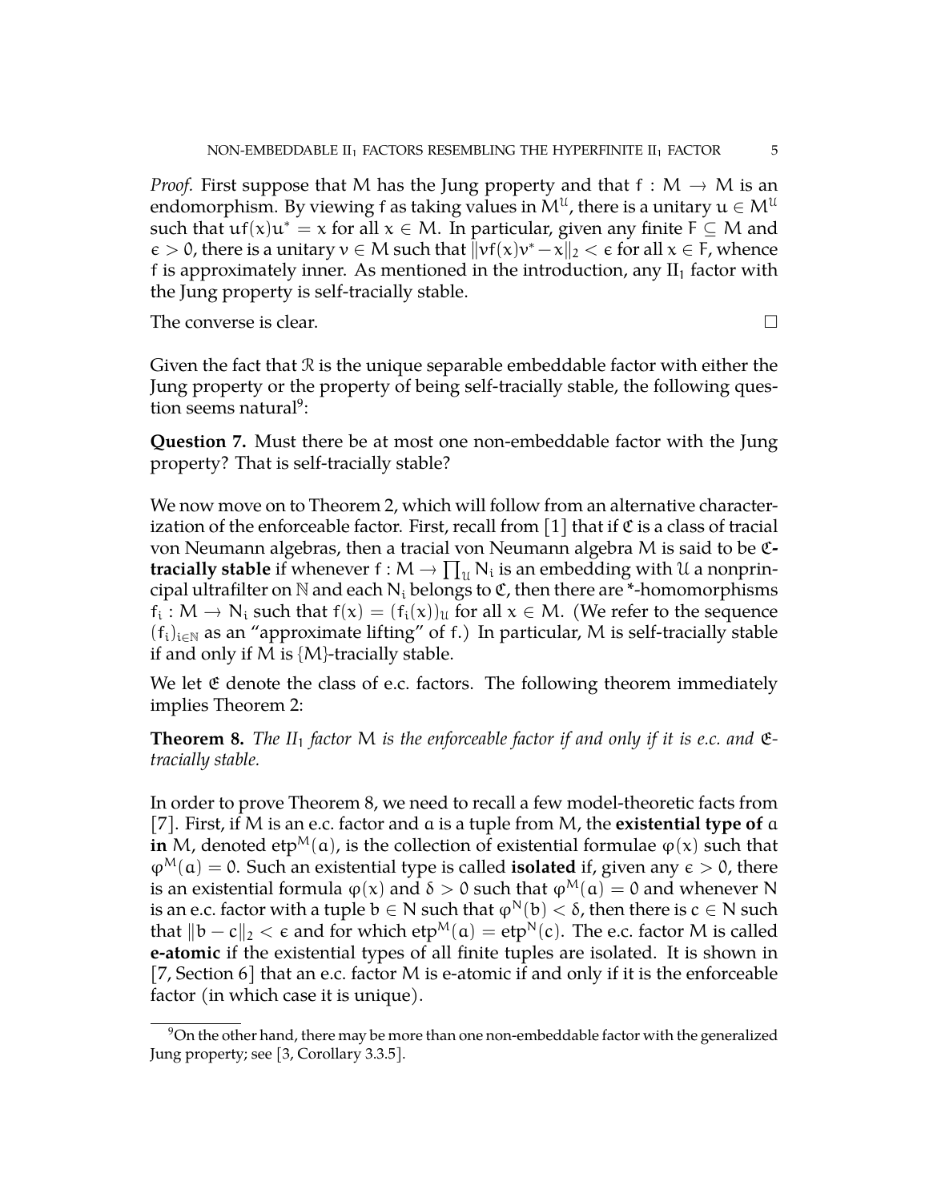*Proof.* First suppose that M has the Jung property and that $f : M \to M$ is an endomorphism. By viewing f as taking values in $M^{\mathcal{U}}$, there is a unitary $u \in M^{\mathcal{U}}$ such that $uf(x)u^* = x$ for all $x \in M$. In particular, given any finite $F \subseteq M$ and $\epsilon > 0$, there is a unitary $v \in M$ such that $\|vf(x)v^* - x\|_2 < \epsilon$ for all $x \in F$, whence f is approximately inner. As mentioned in the introduction, any $\mathrm{II}_1$ factor with the Jung property is self-tracially stable.

The converse is clear. □

Given the fact that $\mathcal{R}$ is the unique separable embeddable factor with either the Jung property or the property of being self-tracially stable, the following question seems natural[9]:

**Question 7.** Must there be at most one non-embeddable factor with the Jung property? That is self-tracially stable?

We now move on to Theorem 2, which will follow from an alternative characterization of the enforceable factor. First, recall from [1] that if $\mathfrak{C}$ is a class of tracial von Neumann algebras, then a tracial von Neumann algebra M is said to be **$\mathfrak{C}$-tracially stable** if whenever $f : M \to \prod_{\mathcal{U}} N_i$ is an embedding with $\mathcal{U}$ a nonprincipal ultrafilter on $\mathbb{N}$ and each $N_i$ belongs to $\mathfrak{C}$, then there are *-homomorphisms $f_i : M \to N_i$ such that $f(x) = (f_i(x))_{\mathcal{U}}$ for all $x \in M$. (We refer to the sequence $(f_i)_{i\in\mathbb{N}}$ as an "approximate lifting" of f.) In particular, M is self-tracially stable if and only if M is $\{M\}$-tracially stable.

We let $\mathfrak{E}$ denote the class of e.c. factors. The following theorem immediately implies Theorem 2:

**Theorem 8.** *The $II_1$ factor M is the enforceable factor if and only if it is e.c. and $\mathfrak{E}$-tracially stable.*

In order to prove Theorem 8, we need to recall a few model-theoretic facts from [7]. First, if M is an e.c. factor and a is a tuple from M, the **existential type of** a **in** M, denoted $\mathrm{etp}^M(a)$, is the collection of existential formulae $\varphi(x)$ such that $\varphi^M(a) = 0$. Such an existential type is called **isolated** if, given any $\epsilon > 0$, there is an existential formula $\varphi(x)$ and $\delta > 0$ such that $\varphi^M(a) = 0$ and whenever N is an e.c. factor with a tuple $b \in N$ such that $\varphi^N(b) < \delta$, then there is $c \in N$ such that $\|b - c\|_2 < \epsilon$ and for which $\mathrm{etp}^M(a) = \mathrm{etp}^N(c)$. The e.c. factor M is called **e-atomic** if the existential types of all finite tuples are isolated. It is shown in [7, Section 6] that an e.c. factor M is e-atomic if and only if it is the enforceable factor (in which case it is unique).

[9] On the other hand, there may be more than one non-embeddable factor with the generalized Jung property; see [3, Corollary 3.3.5].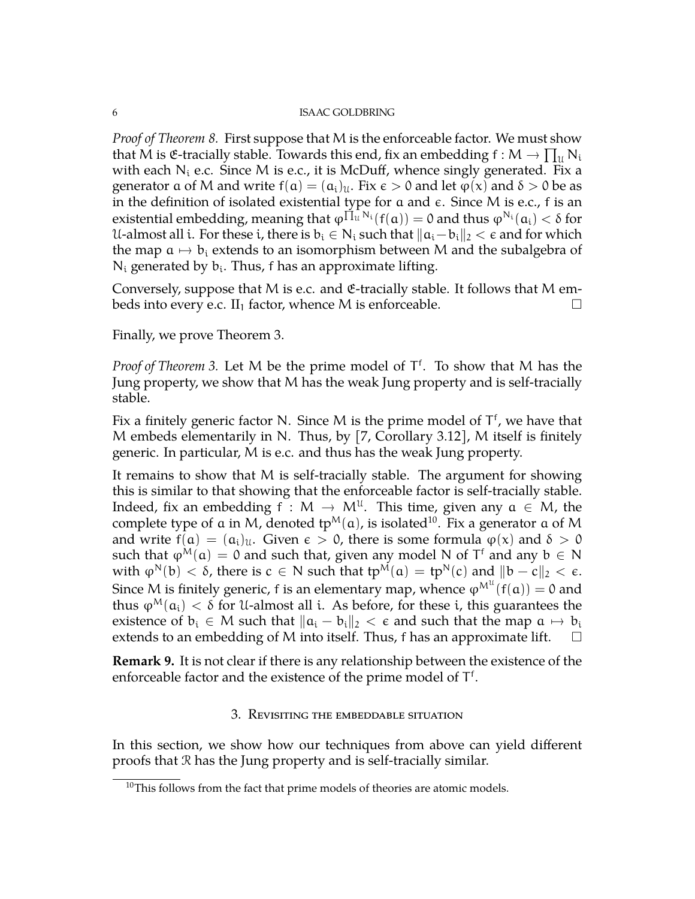*Proof of Theorem 8.* First suppose that M is the enforceable factor. We must show that M is $\mathfrak{E}$-tracially stable. Towards this end, fix an embedding $f : M \to \prod_{\mathcal{U}} N_i$ with each $N_i$ e.c. Since M is e.c., it is McDuff, whence singly generated. Fix a generator $a$ of M and write $f(a) = (a_i)_{\mathcal{U}}$. Fix $\epsilon > 0$ and let $\varphi(x)$ and $\delta > 0$ be as in the definition of isolated existential type for $a$ and $\epsilon$. Since M is e.c., f is an existential embedding, meaning that $\varphi^{\prod_{\mathcal{U}} N_i}(f(a)) = 0$ and thus $\varphi^{N_i}(a_i) < \delta$ for $\mathcal{U}$-almost all i. For these i, there is $b_i \in N_i$ such that $\|a_i - b_i\|_2 < \epsilon$ and for which the map $a \mapsto b_i$ extends to an isomorphism between M and the subalgebra of $N_i$ generated by $b_i$. Thus, f has an approximate lifting.

Conversely, suppose that M is e.c. and $\mathfrak{E}$-tracially stable. It follows that M embeds into every e.c. $\text{II}_1$ factor, whence M is enforceable. □

Finally, we prove Theorem 3.

*Proof of Theorem 3.* Let M be the prime model of $T^f$. To show that M has the Jung property, we show that M has the weak Jung property and is self-tracially stable.

Fix a finitely generic factor N. Since M is the prime model of $T^f$, we have that M embeds elementarily in N. Thus, by [7, Corollary 3.12], M itself is finitely generic. In particular, M is e.c. and thus has the weak Jung property.

It remains to show that M is self-tracially stable. The argument for showing this is similar to that showing that the enforceable factor is self-tracially stable. Indeed, fix an embedding $f : M \to M^{\mathcal{U}}$. This time, given any $a \in M$, the complete type of $a$ in M, denoted $\text{tp}^M(a)$, is isolated[10]. Fix a generator $a$ of M and write $f(a) = (a_i)_{\mathcal{U}}$. Given $\epsilon > 0$, there is some formula $\varphi(x)$ and $\delta > 0$ such that $\varphi^M(a) = 0$ and such that, given any model N of $T^f$ and any $b \in N$ with $\varphi^N(b) < \delta$, there is $c \in N$ such that $\text{tp}^M(a) = \text{tp}^N(c)$ and $\|b - c\|_2 < \epsilon$. Since M is finitely generic, f is an elementary map, whence $\varphi^{M^{\mathcal{U}}}(f(a)) = 0$ and thus $\varphi^M(a_i) < \delta$ for $\mathcal{U}$-almost all i. As before, for these i, this guarantees the existence of $b_i \in M$ such that $\|a_i - b_i\|_2 < \epsilon$ and such that the map $a \mapsto b_i$ extends to an embedding of M into itself. Thus, f has an approximate lift. □

**Remark 9.** It is not clear if there is any relationship between the existence of the enforceable factor and the existence of the prime model of $T^f$.

## 3. Revisiting the embeddable situation

In this section, we show how our techniques from above can yield different proofs that $\mathcal{R}$ has the Jung property and is self-tracially similar.

[10] This follows from the fact that prime models of theories are atomic models.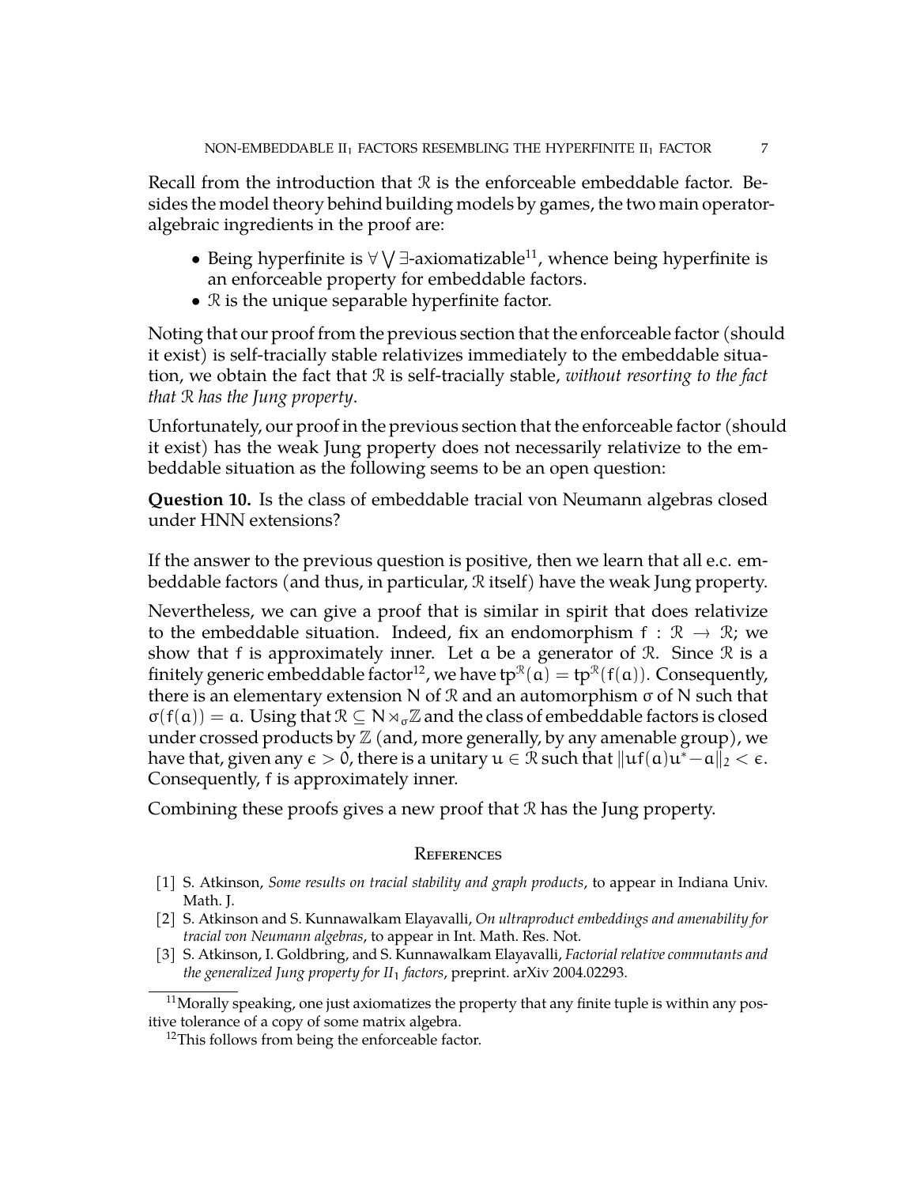Recall from the introduction that $\mathcal{R}$ is the enforceable embeddable factor. Besides the model theory behind building models by games, the two main operator-algebraic ingredients in the proof are:

- Being hyperfinite is $\forall \bigvee \exists$-axiomatizable[11], whence being hyperfinite is an enforceable property for embeddable factors.
- $\mathcal{R}$ is the unique separable hyperfinite factor.

Noting that our proof from the previous section that the enforceable factor (should it exist) is self-tracially stable relativizes immediately to the embeddable situation, we obtain the fact that $\mathcal{R}$ is self-tracially stable, *without resorting to the fact that $\mathcal{R}$ has the Jung property*.

Unfortunately, our proof in the previous section that the enforceable factor (should it exist) has the weak Jung property does not necessarily relativize to the embeddable situation as the following seems to be an open question:

**Question 10.** Is the class of embeddable tracial von Neumann algebras closed under HNN extensions?

If the answer to the previous question is positive, then we learn that all e.c. embeddable factors (and thus, in particular, $\mathcal{R}$ itself) have the weak Jung property.

Nevertheless, we can give a proof that is similar in spirit that does relativize to the embeddable situation. Indeed, fix an endomorphism $f : \mathcal{R} \to \mathcal{R}$; we show that $f$ is approximately inner. Let $a$ be a generator of $\mathcal{R}$. Since $\mathcal{R}$ is a finitely generic embeddable factor[12], we have $\mathrm{tp}^{\mathcal{R}}(a) = \mathrm{tp}^{\mathcal{R}}(f(a))$. Consequently, there is an elementary extension $N$ of $\mathcal{R}$ and an automorphism $\sigma$ of $N$ such that $\sigma(f(a)) = a$. Using that $\mathcal{R} \subseteq N \rtimes_\sigma \mathbb{Z}$ and the class of embeddable factors is closed under crossed products by $\mathbb{Z}$ (and, more generally, by any amenable group), we have that, given any $\epsilon > 0$, there is a unitary $u \in \mathcal{R}$ such that $\|uf(a)u^* - a\|_2 < \epsilon$. Consequently, $f$ is approximately inner.

Combining these proofs gives a new proof that $\mathcal{R}$ has the Jung property.

## References

[1] S. Atkinson, *Some results on tracial stability and graph products*, to appear in Indiana Univ. Math. J.

[2] S. Atkinson and S. Kunnawalkam Elayavalli, *On ultraproduct embeddings and amenability for tracial von Neumann algebras*, to appear in Int. Math. Res. Not.

[3] S. Atkinson, I. Goldbring, and S. Kunnawalkam Elayavalli, *Factorial relative commutants and the generalized Jung property for $II_1$ factors*, preprint. arXiv 2004.02293.

[11] Morally speaking, one just axiomatizes the property that any finite tuple is within any positive tolerance of a copy of some matrix algebra.

[12] This follows from being the enforceable factor.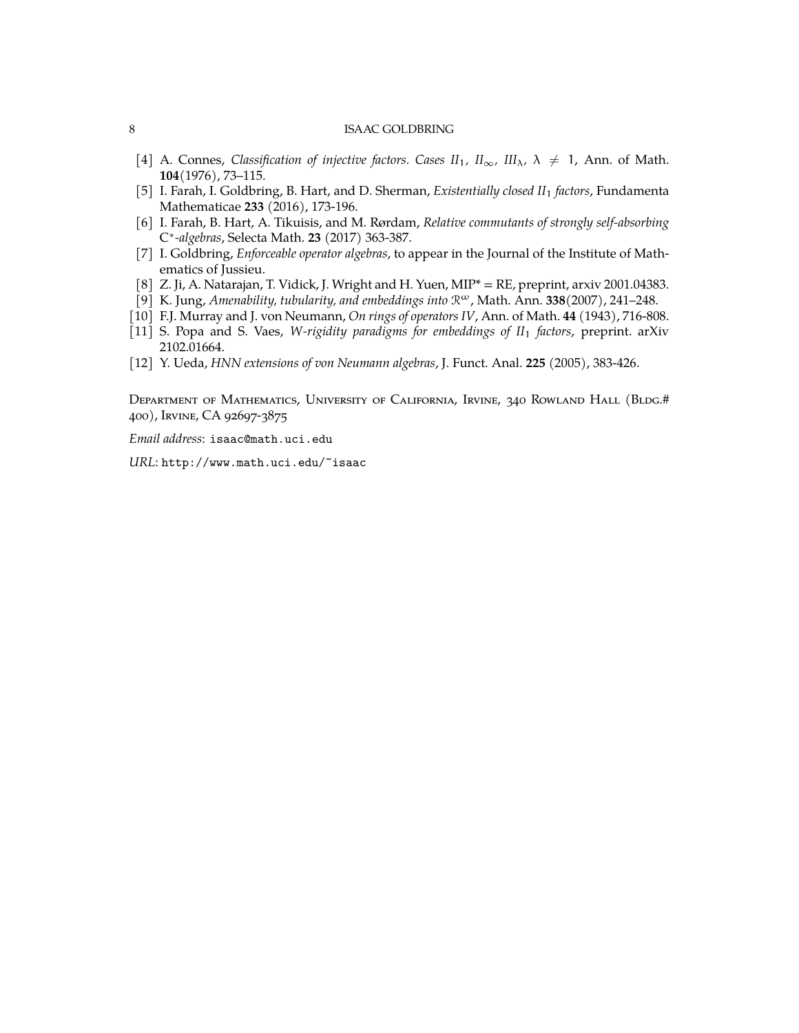[4] A. Connes, *Classification of injective factors. Cases $II_1$, $II_\infty$, $III_\lambda$, $\lambda \neq 1$*, Ann. of Math. **104**(1976), 73–115.

[5] I. Farah, I. Goldbring, B. Hart, and D. Sherman, *Existentially closed $II_1$ factors*, Fundamenta Mathematicae **233** (2016), 173-196.

[6] I. Farah, B. Hart, A. Tikuisis, and M. Rørdam, *Relative commutants of strongly self-absorbing $C^*$-algebras*, Selecta Math. **23** (2017) 363-387.

[7] I. Goldbring, *Enforceable operator algebras*, to appear in the Journal of the Institute of Mathematics of Jussieu.

[8] Z. Ji, A. Natarajan, T. Vidick, J. Wright and H. Yuen, MIP* = RE, preprint, arxiv 2001.04383.

[9] K. Jung, *Amenability, tubularity, and embeddings into $\mathcal{R}^\omega$*, Math. Ann. **338**(2007), 241–248.

[10] F.J. Murray and J. von Neumann, *On rings of operators IV*, Ann. of Math. **44** (1943), 716-808.

[11] S. Popa and S. Vaes, *W-rigidity paradigms for embeddings of $II_1$ factors*, preprint. arXiv 2102.01664.

[12] Y. Ueda, *HNN extensions of von Neumann algebras*, J. Funct. Anal. **225** (2005), 383-426.

Department of Mathematics, University of California, Irvine, 340 Rowland Hall (Bldg.# 400), Irvine, CA 92697-3875

*Email address*: isaac@math.uci.edu

*URL*: http://www.math.uci.edu/~isaac